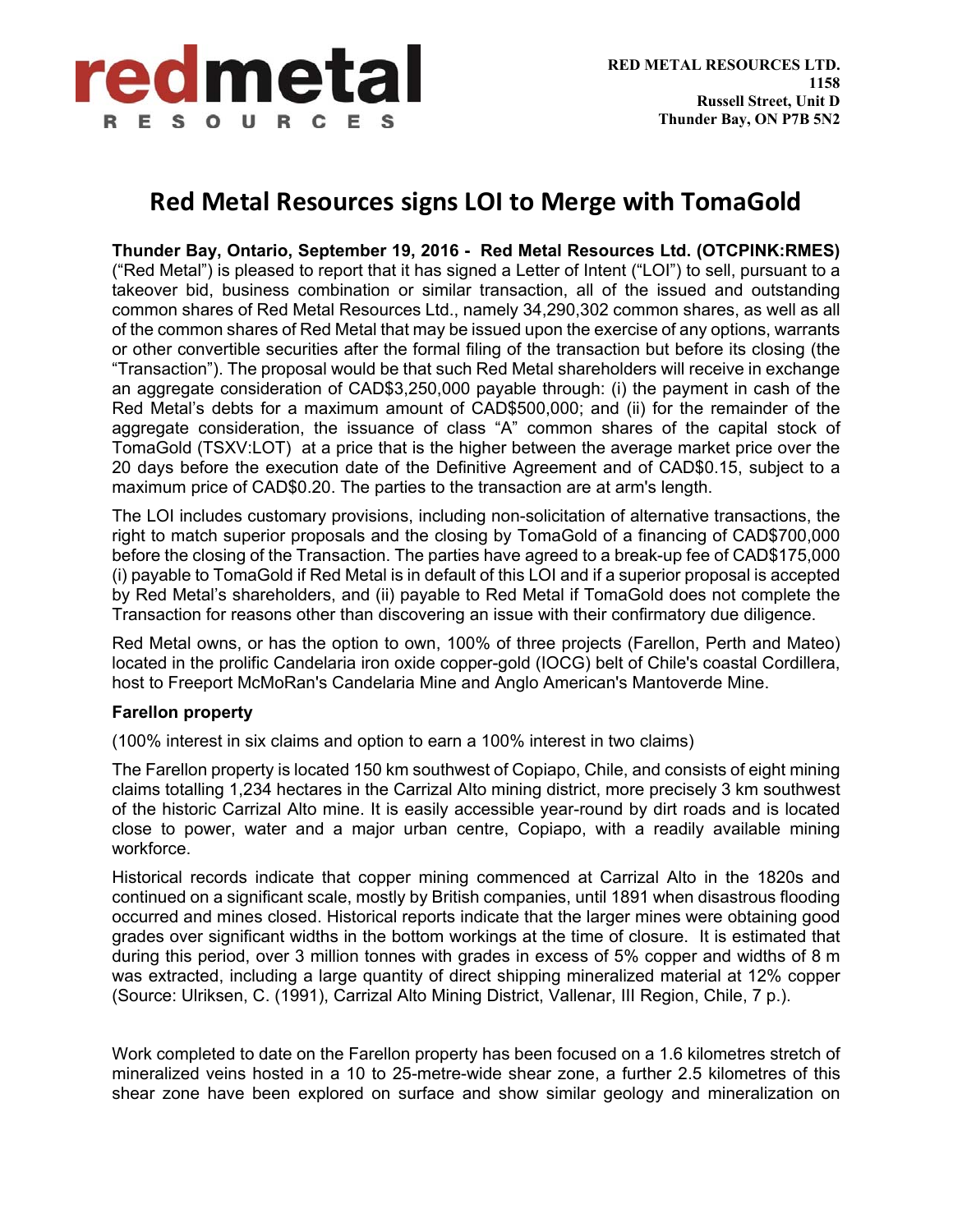**RED METAL RESOURCES LTD.**
**1158**
**Russell Street, Unit D**
**Thunder Bay, ON P7B 5N2**

# Red Metal Resources signs LOI to Merge with TomaGold

**Thunder Bay, Ontario, September 19, 2016 - Red Metal Resources Ltd. (OTCPINK:RMES)** ("Red Metal") is pleased to report that it has signed a Letter of Intent ("LOI") to sell, pursuant to a takeover bid, business combination or similar transaction, all of the issued and outstanding common shares of Red Metal Resources Ltd., namely 34,290,302 common shares, as well as all of the common shares of Red Metal that may be issued upon the exercise of any options, warrants or other convertible securities after the formal filing of the transaction but before its closing (the "Transaction"). The proposal would be that such Red Metal shareholders will receive in exchange an aggregate consideration of CAD$3,250,000 payable through: (i) the payment in cash of the Red Metal's debts for a maximum amount of CAD$500,000; and (ii) for the remainder of the aggregate consideration, the issuance of class "A" common shares of the capital stock of TomaGold (TSXV:LOT) at a price that is the higher between the average market price over the 20 days before the execution date of the Definitive Agreement and of CAD$0.15, subject to a maximum price of CAD$0.20. The parties to the transaction are at arm's length.

The LOI includes customary provisions, including non-solicitation of alternative transactions, the right to match superior proposals and the closing by TomaGold of a financing of CAD$700,000 before the closing of the Transaction. The parties have agreed to a break-up fee of CAD$175,000 (i) payable to TomaGold if Red Metal is in default of this LOI and if a superior proposal is accepted by Red Metal's shareholders, and (ii) payable to Red Metal if TomaGold does not complete the Transaction for reasons other than discovering an issue with their confirmatory due diligence.

Red Metal owns, or has the option to own, 100% of three projects (Farellon, Perth and Mateo) located in the prolific Candelaria iron oxide copper-gold (IOCG) belt of Chile's coastal Cordillera, host to Freeport McMoRan's Candelaria Mine and Anglo American's Mantoverde Mine.

### Farellon property

(100% interest in six claims and option to earn a 100% interest in two claims)

The Farellon property is located 150 km southwest of Copiapo, Chile, and consists of eight mining claims totalling 1,234 hectares in the Carrizal Alto mining district, more precisely 3 km southwest of the historic Carrizal Alto mine. It is easily accessible year-round by dirt roads and is located close to power, water and a major urban centre, Copiapo, with a readily available mining workforce.

Historical records indicate that copper mining commenced at Carrizal Alto in the 1820s and continued on a significant scale, mostly by British companies, until 1891 when disastrous flooding occurred and mines closed. Historical reports indicate that the larger mines were obtaining good grades over significant widths in the bottom workings at the time of closure. It is estimated that during this period, over 3 million tonnes with grades in excess of 5% copper and widths of 8 m was extracted, including a large quantity of direct shipping mineralized material at 12% copper (Source: Ulriksen, C. (1991), Carrizal Alto Mining District, Vallenar, III Region, Chile, 7 p.).

Work completed to date on the Farellon property has been focused on a 1.6 kilometres stretch of mineralized veins hosted in a 10 to 25-metre-wide shear zone, a further 2.5 kilometres of this shear zone have been explored on surface and show similar geology and mineralization on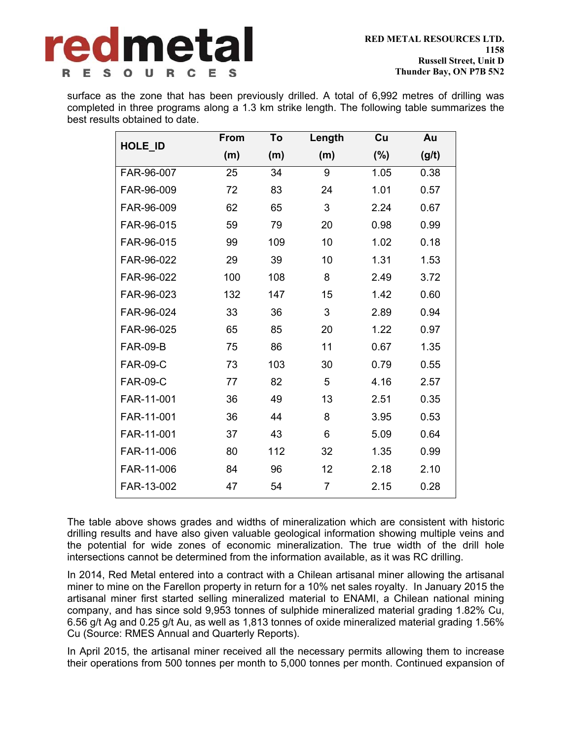surface as the zone that has been previously drilled. A total of 6,992 metres of drilling was completed in three programs along a 1.3 km strike length. The following table summarizes the best results obtained to date.

| HOLE_ID | From (m) | To (m) | Length (m) | Cu (%) | Au (g/t) |
|---|---|---|---|---|---|
| FAR-96-007 | 25 | 34 | 9 | 1.05 | 0.38 |
| FAR-96-009 | 72 | 83 | 24 | 1.01 | 0.57 |
| FAR-96-009 | 62 | 65 | 3 | 2.24 | 0.67 |
| FAR-96-015 | 59 | 79 | 20 | 0.98 | 0.99 |
| FAR-96-015 | 99 | 109 | 10 | 1.02 | 0.18 |
| FAR-96-022 | 29 | 39 | 10 | 1.31 | 1.53 |
| FAR-96-022 | 100 | 108 | 8 | 2.49 | 3.72 |
| FAR-96-023 | 132 | 147 | 15 | 1.42 | 0.60 |
| FAR-96-024 | 33 | 36 | 3 | 2.89 | 0.94 |
| FAR-96-025 | 65 | 85 | 20 | 1.22 | 0.97 |
| FAR-09-B | 75 | 86 | 11 | 0.67 | 1.35 |
| FAR-09-C | 73 | 103 | 30 | 0.79 | 0.55 |
| FAR-09-C | 77 | 82 | 5 | 4.16 | 2.57 |
| FAR-11-001 | 36 | 49 | 13 | 2.51 | 0.35 |
| FAR-11-001 | 36 | 44 | 8 | 3.95 | 0.53 |
| FAR-11-001 | 37 | 43 | 6 | 5.09 | 0.64 |
| FAR-11-006 | 80 | 112 | 32 | 1.35 | 0.99 |
| FAR-11-006 | 84 | 96 | 12 | 2.18 | 2.10 |
| FAR-13-002 | 47 | 54 | 7 | 2.15 | 0.28 |

The table above shows grades and widths of mineralization which are consistent with historic drilling results and have also given valuable geological information showing multiple veins and the potential for wide zones of economic mineralization. The true width of the drill hole intersections cannot be determined from the information available, as it was RC drilling.

In 2014, Red Metal entered into a contract with a Chilean artisanal miner allowing the artisanal miner to mine on the Farellon property in return for a 10% net sales royalty. In January 2015 the artisanal miner first started selling mineralized material to ENAMI, a Chilean national mining company, and has since sold 9,953 tonnes of sulphide mineralized material grading 1.82% Cu, 6.56 g/t Ag and 0.25 g/t Au, as well as 1,813 tonnes of oxide mineralized material grading 1.56% Cu (Source: RMES Annual and Quarterly Reports).

In April 2015, the artisanal miner received all the necessary permits allowing them to increase their operations from 500 tonnes per month to 5,000 tonnes per month. Continued expansion of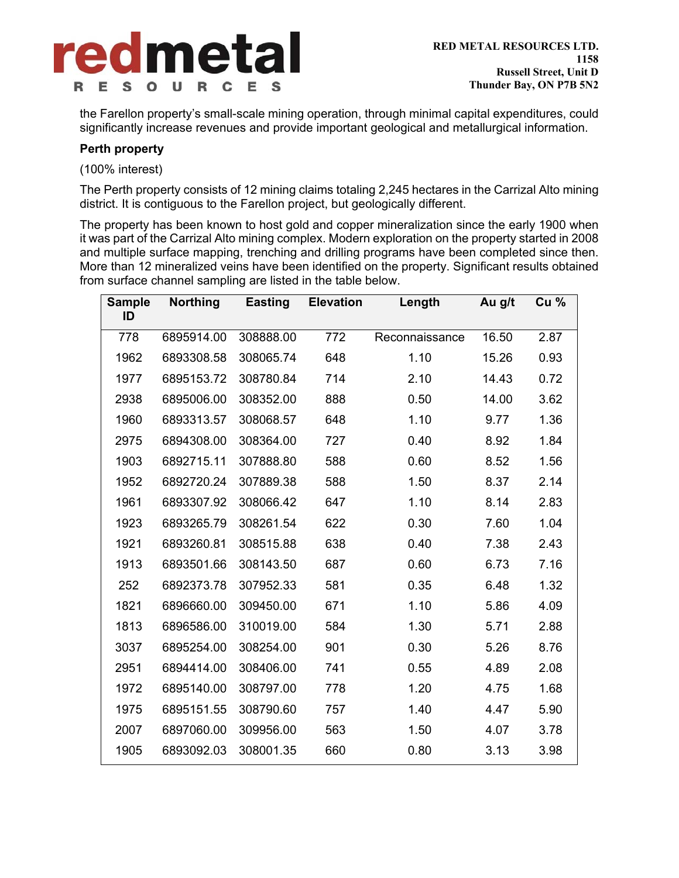the Farellon property's small-scale mining operation, through minimal capital expenditures, could significantly increase revenues and provide important geological and metallurgical information.

**Perth property**

(100% interest)

The Perth property consists of 12 mining claims totaling 2,245 hectares in the Carrizal Alto mining district. It is contiguous to the Farellon project, but geologically different.

The property has been known to host gold and copper mineralization since the early 1900 when it was part of the Carrizal Alto mining complex. Modern exploration on the property started in 2008 and multiple surface mapping, trenching and drilling programs have been completed since then. More than 12 mineralized veins have been identified on the property. Significant results obtained from surface channel sampling are listed in the table below.

| Sample ID | Northing | Easting | Elevation | Length | Au g/t | Cu % |
|---|---|---|---|---|---|---|
| 778 | 6895914.00 | 308888.00 | 772 | Reconnaissance | 16.50 | 2.87 |
| 1962 | 6893308.58 | 308065.74 | 648 | 1.10 | 15.26 | 0.93 |
| 1977 | 6895153.72 | 308780.84 | 714 | 2.10 | 14.43 | 0.72 |
| 2938 | 6895006.00 | 308352.00 | 888 | 0.50 | 14.00 | 3.62 |
| 1960 | 6893313.57 | 308068.57 | 648 | 1.10 | 9.77 | 1.36 |
| 2975 | 6894308.00 | 308364.00 | 727 | 0.40 | 8.92 | 1.84 |
| 1903 | 6892715.11 | 307888.80 | 588 | 0.60 | 8.52 | 1.56 |
| 1952 | 6892720.24 | 307889.38 | 588 | 1.50 | 8.37 | 2.14 |
| 1961 | 6893307.92 | 308066.42 | 647 | 1.10 | 8.14 | 2.83 |
| 1923 | 6893265.79 | 308261.54 | 622 | 0.30 | 7.60 | 1.04 |
| 1921 | 6893260.81 | 308515.88 | 638 | 0.40 | 7.38 | 2.43 |
| 1913 | 6893501.66 | 308143.50 | 687 | 0.60 | 6.73 | 7.16 |
| 252 | 6892373.78 | 307952.33 | 581 | 0.35 | 6.48 | 1.32 |
| 1821 | 6896660.00 | 309450.00 | 671 | 1.10 | 5.86 | 4.09 |
| 1813 | 6896586.00 | 310019.00 | 584 | 1.30 | 5.71 | 2.88 |
| 3037 | 6895254.00 | 308254.00 | 901 | 0.30 | 5.26 | 8.76 |
| 2951 | 6894414.00 | 308406.00 | 741 | 0.55 | 4.89 | 2.08 |
| 1972 | 6895140.00 | 308797.00 | 778 | 1.20 | 4.75 | 1.68 |
| 1975 | 6895151.55 | 308790.60 | 757 | 1.40 | 4.47 | 5.90 |
| 2007 | 6897060.00 | 309956.00 | 563 | 1.50 | 4.07 | 3.78 |
| 1905 | 6893092.03 | 308001.35 | 660 | 0.80 | 3.13 | 3.98 |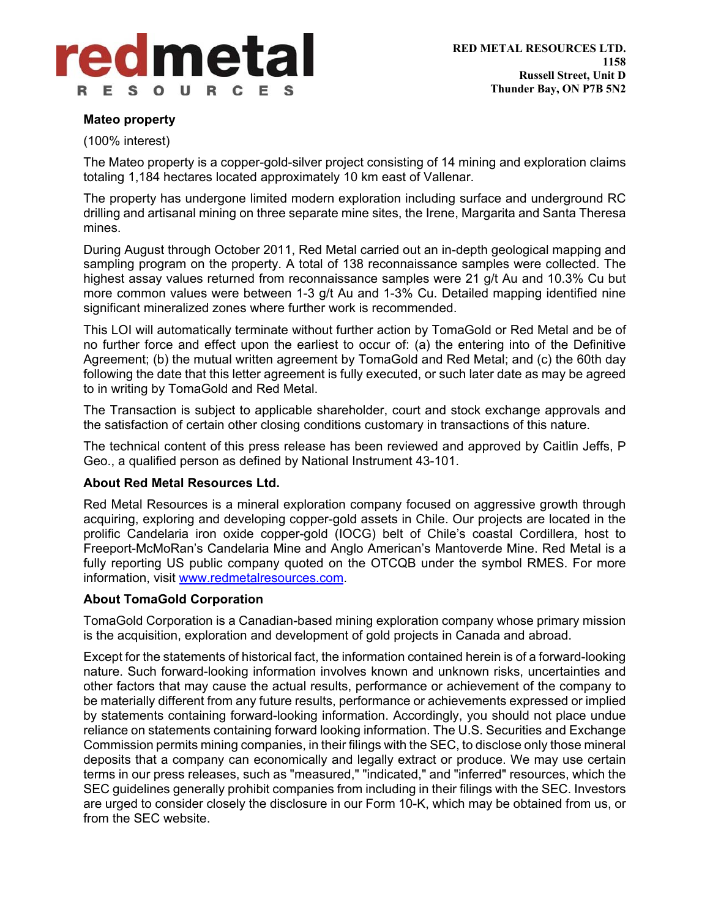**Mateo property**

(100% interest)

The Mateo property is a copper-gold-silver project consisting of 14 mining and exploration claims totaling 1,184 hectares located approximately 10 km east of Vallenar.

The property has undergone limited modern exploration including surface and underground RC drilling and artisanal mining on three separate mine sites, the Irene, Margarita and Santa Theresa mines.

During August through October 2011, Red Metal carried out an in-depth geological mapping and sampling program on the property. A total of 138 reconnaissance samples were collected. The highest assay values returned from reconnaissance samples were 21 g/t Au and 10.3% Cu but more common values were between 1-3 g/t Au and 1-3% Cu. Detailed mapping identified nine significant mineralized zones where further work is recommended.

This LOI will automatically terminate without further action by TomaGold or Red Metal and be of no further force and effect upon the earliest to occur of: (a) the entering into of the Definitive Agreement; (b) the mutual written agreement by TomaGold and Red Metal; and (c) the 60th day following the date that this letter agreement is fully executed, or such later date as may be agreed to in writing by TomaGold and Red Metal.

The Transaction is subject to applicable shareholder, court and stock exchange approvals and the satisfaction of certain other closing conditions customary in transactions of this nature.

The technical content of this press release has been reviewed and approved by Caitlin Jeffs, P Geo., a qualified person as defined by National Instrument 43-101.

**About Red Metal Resources Ltd.**

Red Metal Resources is a mineral exploration company focused on aggressive growth through acquiring, exploring and developing copper-gold assets in Chile. Our projects are located in the prolific Candelaria iron oxide copper-gold (IOCG) belt of Chile's coastal Cordillera, host to Freeport-McMoRan's Candelaria Mine and Anglo American's Mantoverde Mine. Red Metal is a fully reporting US public company quoted on the OTCQB under the symbol RMES. For more information, visit [www.redmetalresources.com](http://www.redmetalresources.com).

**About TomaGold Corporation**

TomaGold Corporation is a Canadian-based mining exploration company whose primary mission is the acquisition, exploration and development of gold projects in Canada and abroad.

Except for the statements of historical fact, the information contained herein is of a forward-looking nature. Such forward-looking information involves known and unknown risks, uncertainties and other factors that may cause the actual results, performance or achievement of the company to be materially different from any future results, performance or achievements expressed or implied by statements containing forward-looking information. Accordingly, you should not place undue reliance on statements containing forward looking information. The U.S. Securities and Exchange Commission permits mining companies, in their filings with the SEC, to disclose only those mineral deposits that a company can economically and legally extract or produce. We may use certain terms in our press releases, such as "measured," "indicated," and "inferred" resources, which the SEC guidelines generally prohibit companies from including in their filings with the SEC. Investors are urged to consider closely the disclosure in our Form 10-K, which may be obtained from us, or from the SEC website.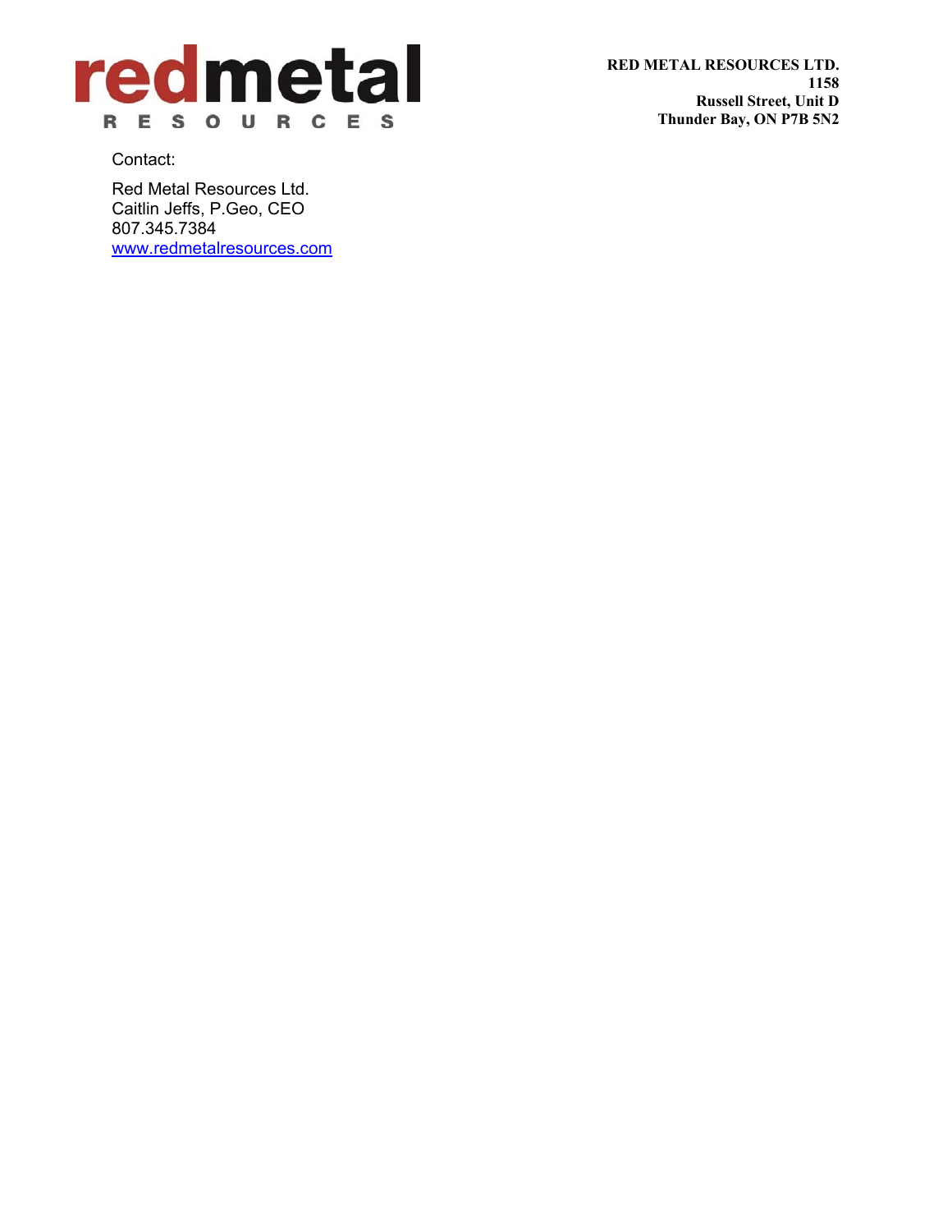**RED METAL RESOURCES LTD.**
**1158**
**Russell Street, Unit D**
**Thunder Bay, ON P7B 5N2**

Contact:

Red Metal Resources Ltd.
Caitlin Jeffs, P.Geo, CEO
807.345.7384
www.redmetalresources.com